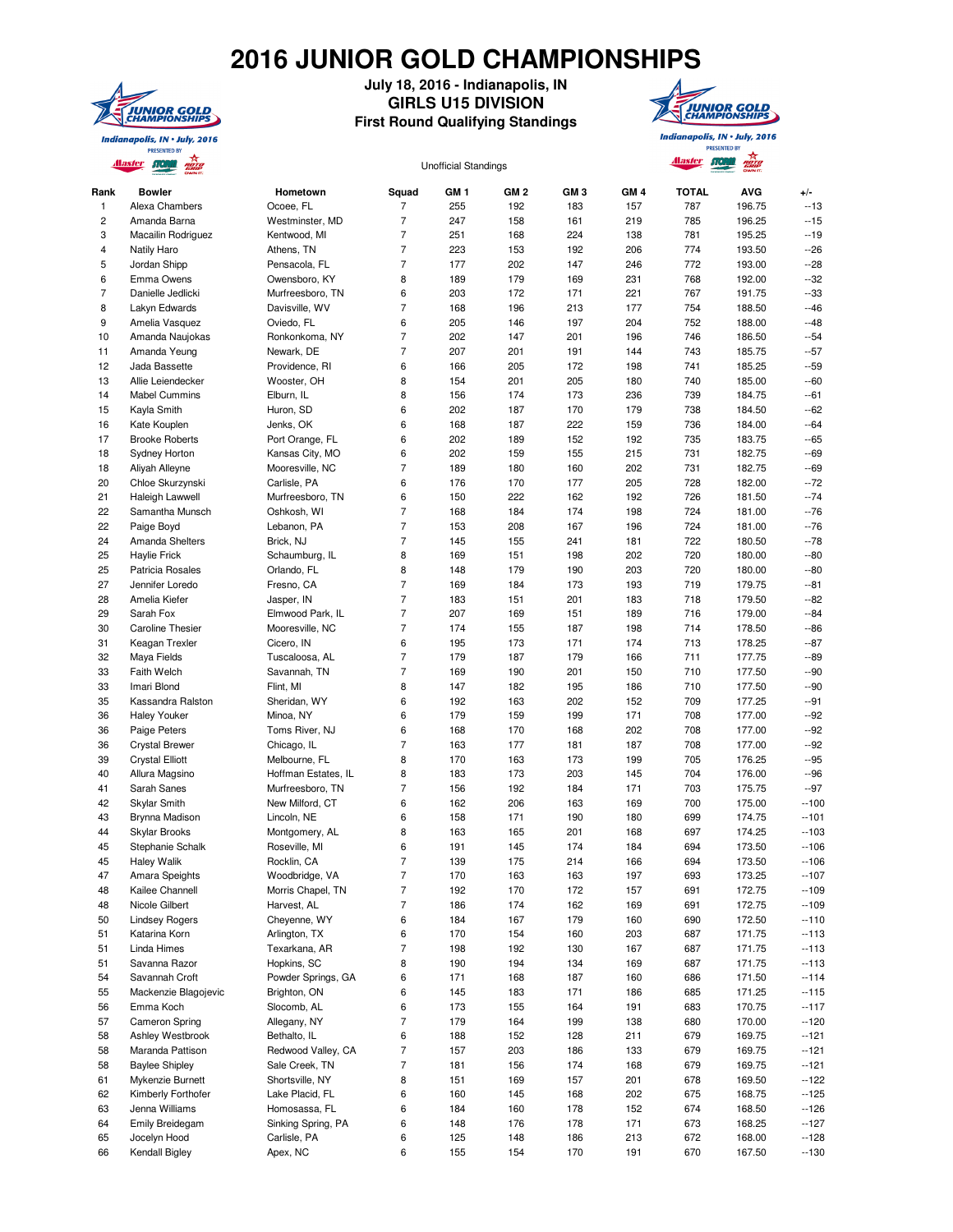# 2016 JUNIOR GOLD CHAMPIONSHIPS

**July 18, 2016 - Indianapolis, IN**

**GIRLS U15 DIVISION**

**First Round Qualifying Standings**

Unofficial Standings

| Rank | Bowler | Hometown | Squad | GM 1 | GM 2 | GM 3 | GM 4 | TOTAL | AVG | +/- |
|---|---|---|---|---|---|---|---|---|---|---|
| 1 | Alexa Chambers | Ocoee, FL | 7 | 255 | 192 | 183 | 157 | 787 | 196.75 | --13 |
| 2 | Amanda Barna | Westminster, MD | 7 | 247 | 158 | 161 | 219 | 785 | 196.25 | --15 |
| 3 | Macailin Rodriguez | Kentwood, MI | 7 | 251 | 168 | 224 | 138 | 781 | 195.25 | --19 |
| 4 | Natily Haro | Athens, TN | 7 | 223 | 153 | 192 | 206 | 774 | 193.50 | --26 |
| 5 | Jordan Shipp | Pensacola, FL | 7 | 177 | 202 | 147 | 246 | 772 | 193.00 | --28 |
| 6 | Emma Owens | Owensboro, KY | 8 | 189 | 179 | 169 | 231 | 768 | 192.00 | --32 |
| 7 | Danielle Jedlicki | Murfreesboro, TN | 6 | 203 | 172 | 171 | 221 | 767 | 191.75 | --33 |
| 8 | Lakyn Edwards | Davisville, WV | 7 | 168 | 196 | 213 | 177 | 754 | 188.50 | --46 |
| 9 | Amelia Vasquez | Oviedo, FL | 6 | 205 | 146 | 197 | 204 | 752 | 188.00 | --48 |
| 10 | Amanda Naujokas | Ronkonkoma, NY | 7 | 202 | 147 | 201 | 196 | 746 | 186.50 | --54 |
| 11 | Amanda Yeung | Newark, DE | 7 | 207 | 201 | 191 | 144 | 743 | 185.75 | --57 |
| 12 | Jada Bassette | Providence, RI | 6 | 166 | 205 | 172 | 198 | 741 | 185.25 | --59 |
| 13 | Allie Leiendecker | Wooster, OH | 8 | 154 | 201 | 205 | 180 | 740 | 185.00 | --60 |
| 14 | Mabel Cummins | Elburn, IL | 8 | 156 | 174 | 173 | 236 | 739 | 184.75 | --61 |
| 15 | Kayla Smith | Huron, SD | 6 | 202 | 187 | 170 | 179 | 738 | 184.50 | --62 |
| 16 | Kate Kouplen | Jenks, OK | 6 | 168 | 187 | 222 | 159 | 736 | 184.00 | --64 |
| 17 | Brooke Roberts | Port Orange, FL | 6 | 202 | 189 | 152 | 192 | 735 | 183.75 | --65 |
| 18 | Sydney Horton | Kansas City, MO | 6 | 202 | 159 | 155 | 215 | 731 | 182.75 | --69 |
| 18 | Aliyah Alleyne | Mooresville, NC | 7 | 189 | 180 | 160 | 202 | 731 | 182.75 | --69 |
| 20 | Chloe Skurzynski | Carlisle, PA | 6 | 176 | 170 | 177 | 205 | 728 | 182.00 | --72 |
| 21 | Haleigh Lawwell | Murfreesboro, TN | 6 | 150 | 222 | 162 | 192 | 726 | 181.50 | --74 |
| 22 | Samantha Munsch | Oshkosh, WI | 7 | 168 | 184 | 174 | 198 | 724 | 181.00 | --76 |
| 22 | Paige Boyd | Lebanon, PA | 7 | 153 | 208 | 167 | 196 | 724 | 181.00 | --76 |
| 24 | Amanda Shelters | Brick, NJ | 7 | 145 | 155 | 241 | 181 | 722 | 180.50 | --78 |
| 25 | Haylie Frick | Schaumburg, IL | 8 | 169 | 151 | 198 | 202 | 720 | 180.00 | --80 |
| 25 | Patricia Rosales | Orlando, FL | 8 | 148 | 179 | 190 | 203 | 720 | 180.00 | --80 |
| 27 | Jennifer Loredo | Fresno, CA | 7 | 169 | 184 | 173 | 193 | 719 | 179.75 | --81 |
| 28 | Amelia Kiefer | Jasper, IN | 7 | 183 | 151 | 201 | 183 | 718 | 179.50 | --82 |
| 29 | Sarah Fox | Elmwood Park, IL | 7 | 207 | 169 | 151 | 189 | 716 | 179.00 | --84 |
| 30 | Caroline Thesier | Mooresville, NC | 7 | 174 | 155 | 187 | 198 | 714 | 178.50 | --86 |
| 31 | Keagan Trexler | Cicero, IN | 6 | 195 | 173 | 171 | 174 | 713 | 178.25 | --87 |
| 32 | Maya Fields | Tuscaloosa, AL | 7 | 179 | 187 | 179 | 166 | 711 | 177.75 | --89 |
| 33 | Faith Welch | Savannah, TN | 7 | 169 | 190 | 201 | 150 | 710 | 177.50 | --90 |
| 33 | Imari Blond | Flint, MI | 8 | 147 | 182 | 195 | 186 | 710 | 177.50 | --90 |
| 35 | Kassandra Ralston | Sheridan, WY | 6 | 192 | 163 | 202 | 152 | 709 | 177.25 | --91 |
| 36 | Haley Youker | Minoa, NY | 6 | 179 | 159 | 199 | 171 | 708 | 177.00 | --92 |
| 36 | Paige Peters | Toms River, NJ | 6 | 168 | 170 | 168 | 202 | 708 | 177.00 | --92 |
| 36 | Crystal Brewer | Chicago, IL | 7 | 163 | 177 | 181 | 187 | 708 | 177.00 | --92 |
| 39 | Crystal Elliott | Melbourne, FL | 8 | 170 | 163 | 173 | 199 | 705 | 176.25 | --95 |
| 40 | Allura Magsino | Hoffman Estates, IL | 8 | 183 | 173 | 203 | 145 | 704 | 176.00 | --96 |
| 41 | Sarah Sanes | Murfreesboro, TN | 7 | 156 | 192 | 184 | 171 | 703 | 175.75 | --97 |
| 42 | Skylar Smith | New Milford, CT | 6 | 162 | 206 | 163 | 169 | 700 | 175.00 | --100 |
| 43 | Brynna Madison | Lincoln, NE | 6 | 158 | 171 | 190 | 180 | 699 | 174.75 | --101 |
| 44 | Skylar Brooks | Montgomery, AL | 8 | 163 | 165 | 201 | 168 | 697 | 174.25 | --103 |
| 45 | Stephanie Schalk | Roseville, MI | 6 | 191 | 145 | 174 | 184 | 694 | 173.50 | --106 |
| 45 | Haley Walik | Rocklin, CA | 7 | 139 | 175 | 214 | 166 | 694 | 173.50 | --106 |
| 47 | Amara Speights | Woodbridge, VA | 7 | 170 | 163 | 163 | 197 | 693 | 173.25 | --107 |
| 48 | Kailee Channell | Morris Chapel, TN | 7 | 192 | 170 | 172 | 157 | 691 | 172.75 | --109 |
| 48 | Nicole Gilbert | Harvest, AL | 7 | 186 | 174 | 162 | 169 | 691 | 172.75 | --109 |
| 50 | Lindsey Rogers | Cheyenne, WY | 6 | 184 | 167 | 179 | 160 | 690 | 172.50 | --110 |
| 51 | Katarina Korn | Arlington, TX | 6 | 170 | 154 | 160 | 203 | 687 | 171.75 | --113 |
| 51 | Linda Himes | Texarkana, AR | 7 | 198 | 192 | 130 | 167 | 687 | 171.75 | --113 |
| 51 | Savanna Razor | Hopkins, SC | 8 | 190 | 194 | 134 | 169 | 687 | 171.75 | --113 |
| 54 | Savannah Croft | Powder Springs, GA | 6 | 171 | 168 | 187 | 160 | 686 | 171.50 | --114 |
| 55 | Mackenzie Blagojevic | Brighton, ON | 6 | 145 | 183 | 171 | 186 | 685 | 171.25 | --115 |
| 56 | Emma Koch | Slocomb, AL | 6 | 173 | 155 | 164 | 191 | 683 | 170.75 | --117 |
| 57 | Cameron Spring | Allegany, NY | 7 | 179 | 164 | 199 | 138 | 680 | 170.00 | --120 |
| 58 | Ashley Westbrook | Bethalto, IL | 6 | 188 | 152 | 128 | 211 | 679 | 169.75 | --121 |
| 58 | Maranda Pattison | Redwood Valley, CA | 7 | 157 | 203 | 186 | 133 | 679 | 169.75 | --121 |
| 58 | Baylee Shipley | Sale Creek, TN | 7 | 181 | 156 | 174 | 168 | 679 | 169.75 | --121 |
| 61 | Mykenzie Burnett | Shortsville, NY | 8 | 151 | 169 | 157 | 201 | 678 | 169.50 | --122 |
| 62 | Kimberly Forthofer | Lake Placid, FL | 6 | 160 | 145 | 168 | 202 | 675 | 168.75 | --125 |
| 63 | Jenna Williams | Homosassa, FL | 6 | 184 | 160 | 178 | 152 | 674 | 168.50 | --126 |
| 64 | Emily Breidegam | Sinking Spring, PA | 6 | 148 | 176 | 178 | 171 | 673 | 168.25 | --127 |
| 65 | Jocelyn Hood | Carlisle, PA | 6 | 125 | 148 | 186 | 213 | 672 | 168.00 | --128 |
| 66 | Kendall Bigley | Apex, NC | 6 | 155 | 154 | 170 | 191 | 670 | 167.50 | --130 |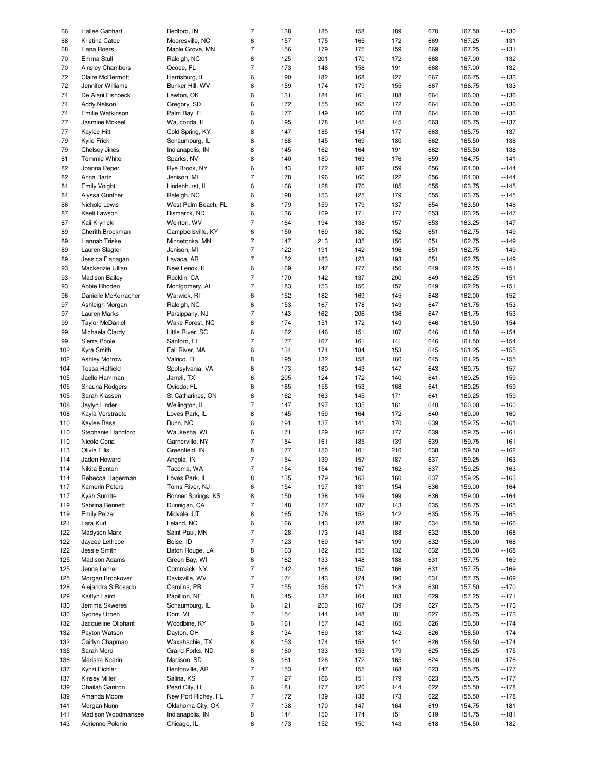| | | | | | | | | | | |
|---|---|---|---|---|---|---|---|---|---|---|
| 66 | Hallee Gabhart | Bedford, IN | 7 | 138 | 185 | 158 | 189 | 670 | 167.50 | --130 |
| 68 | Kristina Catoe | Mooresville, NC | 6 | 157 | 175 | 165 | 172 | 669 | 167.25 | --131 |
| 68 | Hana Roers | Maple Grove, MN | 7 | 156 | 179 | 175 | 159 | 669 | 167.25 | --131 |
| 70 | Emma Stull | Raleigh, NC | 6 | 125 | 201 | 170 | 172 | 668 | 167.00 | --132 |
| 70 | Ainsley Chambers | Ocoee, FL | 7 | 173 | 146 | 158 | 191 | 668 | 167.00 | --132 |
| 72 | Claire McDermott | Harrisburg, IL | 6 | 190 | 182 | 168 | 127 | 667 | 166.75 | --133 |
| 72 | Jennifer Williams | Bunker Hill, WV | 6 | 159 | 174 | 179 | 155 | 667 | 166.75 | --133 |
| 74 | De Alani Fishbeck | Lawton, OK | 6 | 131 | 184 | 161 | 188 | 664 | 166.00 | --136 |
| 74 | Addy Nelson | Gregory, SD | 6 | 172 | 155 | 165 | 172 | 664 | 166.00 | --136 |
| 74 | Emilie Watkinson | Palm Bay, FL | 6 | 177 | 149 | 160 | 178 | 664 | 166.00 | --136 |
| 77 | Jasmine Mckeel | Wauconda, IL | 6 | 195 | 178 | 145 | 145 | 663 | 165.75 | --137 |
| 77 | Kaylee Hitt | Cold Spring, KY | 8 | 147 | 185 | 154 | 177 | 663 | 165.75 | --137 |
| 79 | Kylie Frick | Schaumburg, IL | 8 | 168 | 145 | 169 | 180 | 662 | 165.50 | --138 |
| 79 | Chelsey Jines | Indianapolis, IN | 8 | 145 | 162 | 164 | 191 | 662 | 165.50 | --138 |
| 81 | Tommie White | Sparks, NV | 8 | 140 | 180 | 163 | 176 | 659 | 164.75 | --141 |
| 82 | Joanna Peper | Rye Brook, NY | 6 | 143 | 172 | 182 | 159 | 656 | 164.00 | --144 |
| 82 | Anna Bartz | Jenison, MI | 7 | 178 | 196 | 160 | 122 | 656 | 164.00 | --144 |
| 84 | Emily Voight | Lindenhurst, IL | 6 | 166 | 128 | 176 | 185 | 655 | 163.75 | --145 |
| 84 | Alyssa Gunther | Raleigh, NC | 6 | 198 | 153 | 125 | 179 | 655 | 163.75 | --145 |
| 86 | Nichole Lewis | West Palm Beach, FL | 8 | 179 | 159 | 179 | 137 | 654 | 163.50 | --146 |
| 87 | Keeli Lawson | Bismarck, ND | 6 | 136 | 169 | 171 | 177 | 653 | 163.25 | --147 |
| 87 | Kali Krynicki | Weirton, WV | 7 | 164 | 194 | 138 | 157 | 653 | 163.25 | --147 |
| 89 | Cherith Brockman | Campbellsville, KY | 6 | 150 | 169 | 180 | 152 | 651 | 162.75 | --149 |
| 89 | Hannah Triske | Minnetonka, MN | 7 | 147 | 213 | 135 | 156 | 651 | 162.75 | --149 |
| 89 | Lauren Slagter | Jenison, MI | 7 | 122 | 191 | 142 | 196 | 651 | 162.75 | --149 |
| 89 | Jessica Flanagan | Lavaca, AR | 7 | 152 | 183 | 123 | 193 | 651 | 162.75 | --149 |
| 93 | Mackenzie Ullian | New Lenox, IL | 6 | 169 | 147 | 177 | 156 | 649 | 162.25 | --151 |
| 93 | Madison Bailey | Rocklin, CA | 7 | 170 | 142 | 137 | 200 | 649 | 162.25 | --151 |
| 93 | Abbie Rhoden | Montgomery, AL | 7 | 183 | 153 | 156 | 157 | 649 | 162.25 | --151 |
| 96 | Danielle McKerracher | Warwick, RI | 6 | 152 | 182 | 169 | 145 | 648 | 162.00 | --152 |
| 97 | Ashleigh Morgan | Raleigh, NC | 6 | 153 | 167 | 178 | 149 | 647 | 161.75 | --153 |
| 97 | Lauren Marks | Parsippany, NJ | 7 | 143 | 162 | 206 | 136 | 647 | 161.75 | --153 |
| 99 | Taylor McDaniel | Wake Forest, NC | 6 | 174 | 151 | 172 | 149 | 646 | 161.50 | --154 |
| 99 | Michaela Clardy | Little River, SC | 6 | 162 | 146 | 151 | 187 | 646 | 161.50 | --154 |
| 99 | Sierra Poole | Sanford, FL | 7 | 177 | 167 | 161 | 141 | 646 | 161.50 | --154 |
| 102 | Kyra Smith | Fall River, MA | 6 | 134 | 174 | 184 | 153 | 645 | 161.25 | --155 |
| 102 | Ashley Morrow | Valrico, FL | 8 | 195 | 132 | 158 | 160 | 645 | 161.25 | --155 |
| 104 | Tessa Hatfield | Spotsylvania, VA | 6 | 173 | 180 | 143 | 147 | 643 | 160.75 | --157 |
| 105 | Jaelle Hamman | Jarrell, TX | 6 | 205 | 124 | 172 | 140 | 641 | 160.25 | --159 |
| 105 | Shauna Rodgers | Oviedo, FL | 6 | 165 | 155 | 153 | 168 | 641 | 160.25 | --159 |
| 105 | Sarah Klassen | St Catharines, ON | 6 | 162 | 163 | 145 | 171 | 641 | 160.25 | --159 |
| 108 | Jaylyn Linder | Wellington, IL | 7 | 147 | 197 | 135 | 161 | 640 | 160.00 | --160 |
| 108 | Kayla Verstraete | Loves Park, IL | 8 | 145 | 159 | 164 | 172 | 640 | 160.00 | --160 |
| 110 | Kaylee Bass | Bunn, NC | 6 | 191 | 137 | 141 | 170 | 639 | 159.75 | --161 |
| 110 | Stephanie Handford | Waukesha, WI | 6 | 171 | 129 | 162 | 177 | 639 | 159.75 | --161 |
| 110 | Nicole Cona | Garnerville, NY | 7 | 154 | 161 | 185 | 139 | 639 | 159.75 | --161 |
| 113 | Olivia Ellis | Greenfield, IN | 8 | 177 | 150 | 101 | 210 | 638 | 159.50 | --162 |
| 114 | Jaden Howard | Angola, IN | 7 | 154 | 139 | 157 | 187 | 637 | 159.25 | --163 |
| 114 | Nikita Benton | Tacoma, WA | 7 | 154 | 154 | 167 | 162 | 637 | 159.25 | --163 |
| 114 | Rebecca Hagerman | Loves Park, IL | 8 | 135 | 179 | 163 | 160 | 637 | 159.25 | --163 |
| 117 | Kamerin Peters | Toms River, NJ | 6 | 154 | 197 | 131 | 154 | 636 | 159.00 | --164 |
| 117 | Kyah Surritte | Bonner Springs, KS | 8 | 150 | 138 | 149 | 199 | 636 | 159.00 | --164 |
| 119 | Sabrina Bennett | Dunnigan, CA | 7 | 148 | 157 | 187 | 143 | 635 | 158.75 | --165 |
| 119 | Emily Pelzer | Midvale, UT | 8 | 165 | 176 | 152 | 142 | 635 | 158.75 | --165 |
| 121 | Lara Kurt | Leland, NC | 6 | 166 | 143 | 128 | 197 | 634 | 158.50 | --166 |
| 122 | Madyson Marx | Saint Paul, MN | 7 | 128 | 173 | 143 | 188 | 632 | 158.00 | --168 |
| 122 | Jaycee Lethcoe | Boise, ID | 7 | 123 | 169 | 141 | 199 | 632 | 158.00 | --168 |
| 122 | Jessie Smith | Baton Rouge, LA | 8 | 163 | 182 | 155 | 132 | 632 | 158.00 | --168 |
| 125 | Madison Adams | Green Bay, WI | 6 | 162 | 133 | 148 | 188 | 631 | 157.75 | --169 |
| 125 | Jenna Lehrer | Commack, NY | 7 | 142 | 166 | 157 | 166 | 631 | 157.75 | --169 |
| 125 | Morgan Brookover | Davisville, WV | 7 | 174 | 143 | 124 | 190 | 631 | 157.75 | --169 |
| 128 | Alejandra S Rosado | Carolina, PR | 7 | 155 | 156 | 171 | 148 | 630 | 157.50 | --170 |
| 129 | Kaitlyn Laird | Papillion, NE | 8 | 145 | 137 | 164 | 183 | 629 | 157.25 | --171 |
| 130 | Jemma Skweres | Schaumburg, IL | 6 | 121 | 200 | 167 | 139 | 627 | 156.75 | --173 |
| 130 | Sydney Urben | Dorr, MI | 7 | 154 | 144 | 148 | 181 | 627 | 156.75 | --173 |
| 132 | Jacqueline Oliphant | Woodbine, KY | 6 | 161 | 157 | 143 | 165 | 626 | 156.50 | --174 |
| 132 | Payton Watson | Dayton, OH | 8 | 134 | 169 | 181 | 142 | 626 | 156.50 | --174 |
| 132 | Caitlyn Chapman | Waxahachie, TX | 8 | 153 | 174 | 158 | 141 | 626 | 156.50 | --174 |
| 135 | Sarah Mord | Grand Forks, ND | 6 | 160 | 133 | 153 | 179 | 625 | 156.25 | --175 |
| 136 | Marissa Kearin | Madison, SD | 8 | 161 | 126 | 172 | 165 | 624 | 156.00 | --176 |
| 137 | Kynzi Eichler | Bentonville, AR | 7 | 153 | 147 | 155 | 168 | 623 | 155.75 | --177 |
| 137 | Kinsey Miller | Salina, KS | 7 | 127 | 166 | 151 | 179 | 623 | 155.75 | --177 |
| 139 | Chailah Ganiron | Pearl City, HI | 6 | 181 | 177 | 120 | 144 | 622 | 155.50 | --178 |
| 139 | Amanda Moore | New Port Richey, FL | 7 | 172 | 139 | 138 | 173 | 622 | 155.50 | --178 |
| 141 | Morgan Nunn | Oklahoma City, OK | 7 | 138 | 170 | 147 | 164 | 619 | 154.75 | --181 |
| 141 | Madison Woodmansee | Indianapolis, IN | 8 | 144 | 150 | 174 | 151 | 619 | 154.75 | --181 |
| 143 | Adrienne Polonio | Chicago, IL | 6 | 173 | 152 | 150 | 143 | 618 | 154.50 | --182 |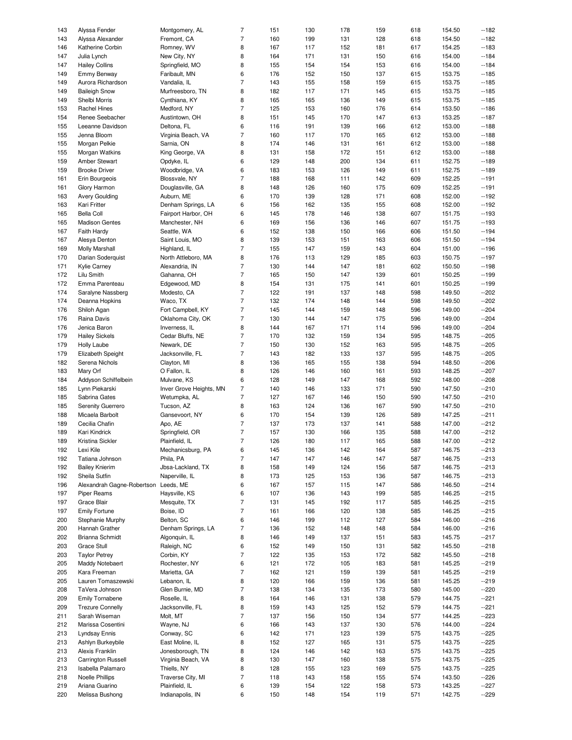| | | | | | | | | | | |
|---|---|---|---|---|---|---|---|---|---|---|
| 143 | Alyssa Fender | Montgomery, AL | 7 | 151 | 130 | 178 | 159 | 618 | 154.50 | --182 |
| 143 | Alyssa Alexander | Fremont, CA | 7 | 160 | 199 | 131 | 128 | 618 | 154.50 | --182 |
| 146 | Katherine Corbin | Romney, WV | 8 | 167 | 117 | 152 | 181 | 617 | 154.25 | --183 |
| 147 | Julia Lynch | New City, NY | 8 | 164 | 171 | 131 | 150 | 616 | 154.00 | --184 |
| 147 | Hailey Collins | Springfield, MO | 8 | 155 | 154 | 154 | 153 | 616 | 154.00 | --184 |
| 149 | Emmy Benway | Faribault, MN | 6 | 176 | 152 | 150 | 137 | 615 | 153.75 | --185 |
| 149 | Aurora Richardson | Vandalia, IL | 7 | 143 | 155 | 158 | 159 | 615 | 153.75 | --185 |
| 149 | Baileigh Snow | Murfreesboro, TN | 8 | 182 | 117 | 171 | 145 | 615 | 153.75 | --185 |
| 149 | Shelbi Morris | Cynthiana, KY | 8 | 165 | 165 | 136 | 149 | 615 | 153.75 | --185 |
| 153 | Rachel Hines | Medford, NY | 7 | 125 | 153 | 160 | 176 | 614 | 153.50 | --186 |
| 154 | Renee Seebacher | Austintown, OH | 8 | 151 | 145 | 170 | 147 | 613 | 153.25 | --187 |
| 155 | Leeanne Davidson | Deltona, FL | 6 | 116 | 191 | 139 | 166 | 612 | 153.00 | --188 |
| 155 | Jenna Bloom | Virginia Beach, VA | 7 | 160 | 117 | 170 | 165 | 612 | 153.00 | --188 |
| 155 | Morgan Pelkie | Sarnia, ON | 8 | 174 | 146 | 131 | 161 | 612 | 153.00 | --188 |
| 155 | Morgan Watkins | King George, VA | 8 | 131 | 158 | 172 | 151 | 612 | 153.00 | --188 |
| 159 | Amber Stewart | Opdyke, IL | 6 | 129 | 148 | 200 | 134 | 611 | 152.75 | --189 |
| 159 | Brooke Driver | Woodbridge, VA | 6 | 183 | 153 | 126 | 149 | 611 | 152.75 | --189 |
| 161 | Erin Bourgeois | Blossvale, NY | 7 | 188 | 168 | 111 | 142 | 609 | 152.25 | --191 |
| 161 | Glory Harmon | Douglasville, GA | 8 | 148 | 126 | 160 | 175 | 609 | 152.25 | --191 |
| 163 | Avery Goulding | Auburn, ME | 6 | 170 | 139 | 128 | 171 | 608 | 152.00 | --192 |
| 163 | Kari Fritter | Denham Springs, LA | 6 | 156 | 162 | 135 | 155 | 608 | 152.00 | --192 |
| 165 | Bella Coll | Fairport Harbor, OH | 6 | 145 | 178 | 146 | 138 | 607 | 151.75 | --193 |
| 165 | Madison Gentes | Manchester, NH | 6 | 169 | 156 | 136 | 146 | 607 | 151.75 | --193 |
| 167 | Faith Hardy | Seattle, WA | 6 | 152 | 138 | 150 | 166 | 606 | 151.50 | --194 |
| 167 | Alesya Denton | Saint Louis, MO | 8 | 139 | 153 | 151 | 163 | 606 | 151.50 | --194 |
| 169 | Molly Marshall | Highland, IL | 7 | 155 | 147 | 159 | 143 | 604 | 151.00 | --196 |
| 170 | Darian Soderquist | North Attleboro, MA | 8 | 176 | 113 | 129 | 185 | 603 | 150.75 | --197 |
| 171 | Kylie Carney | Alexandria, IN | 7 | 130 | 144 | 147 | 181 | 602 | 150.50 | --198 |
| 172 | Lilu Smith | Gahanna, OH | 7 | 165 | 150 | 147 | 139 | 601 | 150.25 | --199 |
| 172 | Emma Parenteau | Edgewood, MD | 8 | 154 | 131 | 175 | 141 | 601 | 150.25 | --199 |
| 174 | Saralyne Nassberg | Modesto, CA | 7 | 122 | 191 | 137 | 148 | 598 | 149.50 | --202 |
| 174 | Deanna Hopkins | Waco, TX | 7 | 132 | 174 | 148 | 144 | 598 | 149.50 | --202 |
| 176 | Shiloh Agan | Fort Campbell, KY | 7 | 145 | 144 | 159 | 148 | 596 | 149.00 | --204 |
| 176 | Raina Davis | Oklahoma City, OK | 7 | 130 | 144 | 147 | 175 | 596 | 149.00 | --204 |
| 176 | Jenica Baron | Inverness, IL | 8 | 144 | 167 | 171 | 114 | 596 | 149.00 | --204 |
| 179 | Hailey Sickels | Cedar Bluffs, NE | 7 | 170 | 132 | 159 | 134 | 595 | 148.75 | --205 |
| 179 | Holly Laube | Newark, DE | 7 | 150 | 130 | 152 | 163 | 595 | 148.75 | --205 |
| 179 | Elizabeth Speight | Jacksonville, FL | 7 | 143 | 182 | 133 | 137 | 595 | 148.75 | --205 |
| 182 | Serena Nichols | Clayton, MI | 8 | 136 | 165 | 155 | 138 | 594 | 148.50 | --206 |
| 183 | Mary Orf | O Fallon, IL | 8 | 126 | 146 | 160 | 161 | 593 | 148.25 | --207 |
| 184 | Addyson Schiffelbein | Mulvane, KS | 6 | 128 | 149 | 147 | 168 | 592 | 148.00 | --208 |
| 185 | Lynn Piekarski | Inver Grove Heights, MN | 7 | 140 | 146 | 133 | 171 | 590 | 147.50 | --210 |
| 185 | Sabrina Gates | Wetumpka, AL | 7 | 127 | 167 | 146 | 150 | 590 | 147.50 | --210 |
| 185 | Serenity Guerrero | Tucson, AZ | 8 | 163 | 124 | 136 | 167 | 590 | 147.50 | --210 |
| 188 | Micaela Barbolt | Gansevoort, NY | 6 | 170 | 154 | 139 | 126 | 589 | 147.25 | --211 |
| 189 | Cecilia Chafin | Apo, AE | 7 | 137 | 173 | 137 | 141 | 588 | 147.00 | --212 |
| 189 | Kari Kindrick | Springfield, OR | 7 | 157 | 130 | 166 | 135 | 588 | 147.00 | --212 |
| 189 | Kristina Sickler | Plainfield, IL | 7 | 126 | 180 | 117 | 165 | 588 | 147.00 | --212 |
| 192 | Lexi Kile | Mechanicsburg, PA | 6 | 145 | 136 | 142 | 164 | 587 | 146.75 | --213 |
| 192 | Tatiana Johnson | Phila, PA | 7 | 147 | 147 | 146 | 147 | 587 | 146.75 | --213 |
| 192 | Bailey Knierim | Jbsa-Lackland, TX | 8 | 158 | 149 | 124 | 156 | 587 | 146.75 | --213 |
| 192 | Sheila Sutfin | Naperville, IL | 8 | 173 | 125 | 153 | 136 | 587 | 146.75 | --213 |
| 196 | Alexandrah Gagne-Robertson | Leeds, ME | 6 | 167 | 157 | 115 | 147 | 586 | 146.50 | --214 |
| 197 | Piper Reams | Haysville, KS | 6 | 107 | 136 | 143 | 199 | 585 | 146.25 | --215 |
| 197 | Grace Blair | Mesquite, TX | 7 | 131 | 145 | 192 | 117 | 585 | 146.25 | --215 |
| 197 | Emily Fortune | Boise, ID | 7 | 161 | 166 | 120 | 138 | 585 | 146.25 | --215 |
| 200 | Stephanie Murphy | Belton, SC | 6 | 146 | 199 | 112 | 127 | 584 | 146.00 | --216 |
| 200 | Hannah Grather | Denham Springs, LA | 7 | 136 | 152 | 148 | 148 | 584 | 146.00 | --216 |
| 202 | Brianna Schmidt | Algonquin, IL | 8 | 146 | 149 | 137 | 151 | 583 | 145.75 | --217 |
| 203 | Grace Stull | Raleigh, NC | 6 | 152 | 149 | 150 | 131 | 582 | 145.50 | --218 |
| 203 | Taylor Petrey | Corbin, KY | 7 | 122 | 135 | 153 | 172 | 582 | 145.50 | --218 |
| 205 | Maddy Notebaert | Rochester, NY | 6 | 121 | 172 | 105 | 183 | 581 | 145.25 | --219 |
| 205 | Kara Freeman | Marietta, GA | 7 | 162 | 121 | 159 | 139 | 581 | 145.25 | --219 |
| 205 | Lauren Tomaszewski | Lebanon, IL | 8 | 120 | 166 | 159 | 136 | 581 | 145.25 | --219 |
| 208 | TaVera Johnson | Glen Burnie, MD | 7 | 138 | 134 | 135 | 173 | 580 | 145.00 | --220 |
| 209 | Emily Tornabene | Roselle, IL | 8 | 164 | 146 | 131 | 138 | 579 | 144.75 | --221 |
| 209 | Trezure Connelly | Jacksonville, FL | 8 | 159 | 143 | 125 | 152 | 579 | 144.75 | --221 |
| 211 | Sarah Wiseman | Molt, MT | 7 | 137 | 156 | 150 | 134 | 577 | 144.25 | --223 |
| 212 | Marissa Cosentini | Wayne, NJ | 6 | 166 | 143 | 137 | 130 | 576 | 144.00 | --224 |
| 213 | Lyndsay Ennis | Conway, SC | 6 | 142 | 171 | 123 | 139 | 575 | 143.75 | --225 |
| 213 | Ashlyn Burkeybile | East Moline, IL | 8 | 152 | 127 | 165 | 131 | 575 | 143.75 | --225 |
| 213 | Alexis Franklin | Jonesborough, TN | 8 | 124 | 146 | 142 | 163 | 575 | 143.75 | --225 |
| 213 | Carrington Russell | Virginia Beach, VA | 8 | 130 | 147 | 160 | 138 | 575 | 143.75 | --225 |
| 213 | Isabella Palamaro | Thiells, NY | 8 | 128 | 155 | 123 | 169 | 575 | 143.75 | --225 |
| 218 | Noelle Phillips | Traverse City, MI | 7 | 118 | 143 | 158 | 155 | 574 | 143.50 | --226 |
| 219 | Ariana Guarino | Plainfield, IL | 6 | 139 | 154 | 122 | 158 | 573 | 143.25 | --227 |
| 220 | Melissa Bushong | Indianapolis, IN | 6 | 150 | 148 | 154 | 119 | 571 | 142.75 | --229 |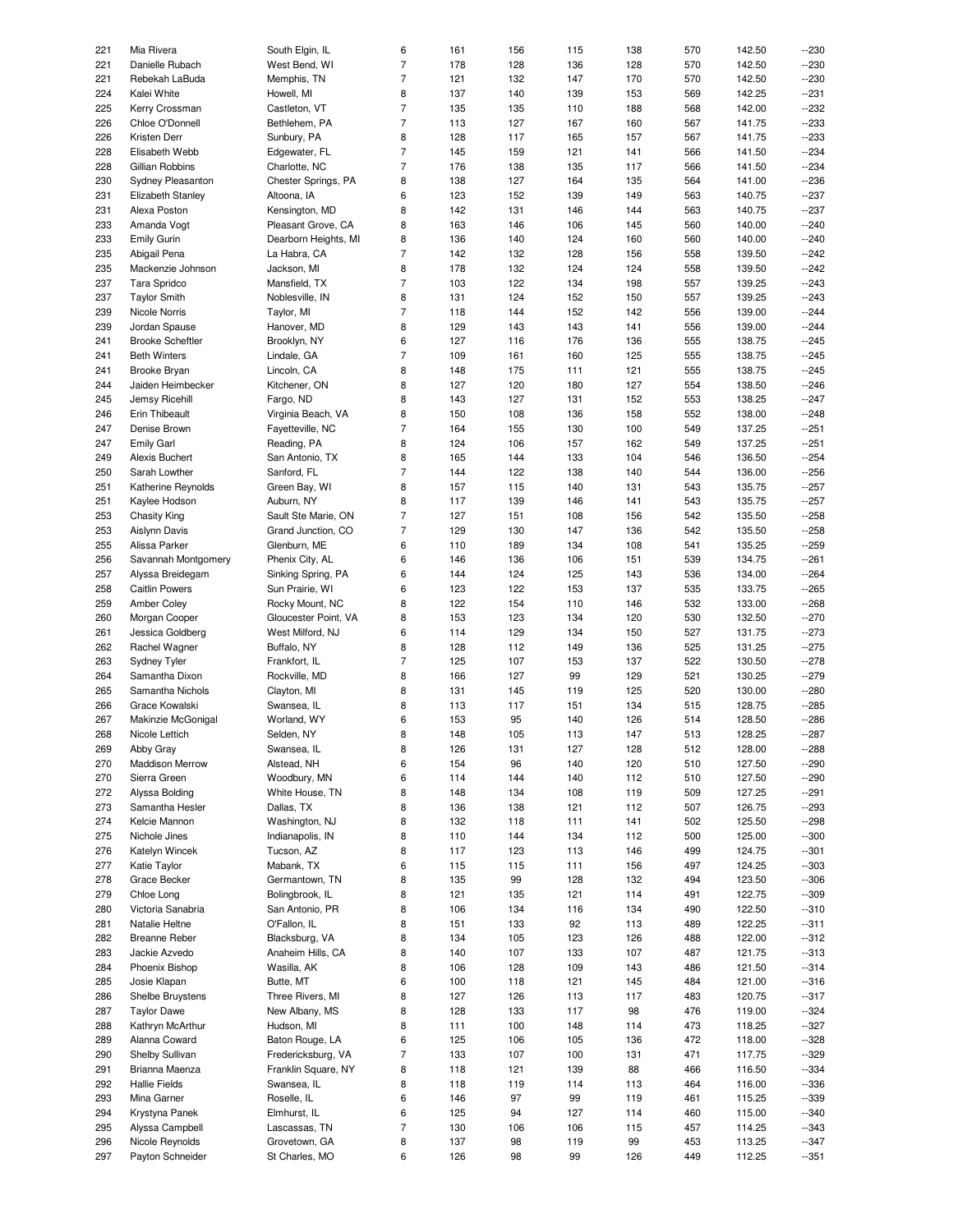| | | | | | | | | | | |
|---|---|---|---|---|---|---|---|---|---|---|
| 221 | Mia Rivera | South Elgin, IL | 6 | 161 | 156 | 115 | 138 | 570 | 142.50 | --230 |
| 221 | Danielle Rubach | West Bend, WI | 7 | 178 | 128 | 136 | 128 | 570 | 142.50 | --230 |
| 221 | Rebekah LaBuda | Memphis, TN | 7 | 121 | 132 | 147 | 170 | 570 | 142.50 | --230 |
| 224 | Kalei White | Howell, MI | 8 | 137 | 140 | 139 | 153 | 569 | 142.25 | --231 |
| 225 | Kerry Crossman | Castleton, VT | 7 | 135 | 135 | 110 | 188 | 568 | 142.00 | --232 |
| 226 | Chloe O'Donnell | Bethlehem, PA | 7 | 113 | 127 | 167 | 160 | 567 | 141.75 | --233 |
| 226 | Kristen Derr | Sunbury, PA | 8 | 128 | 117 | 165 | 157 | 567 | 141.75 | --233 |
| 228 | Elisabeth Webb | Edgewater, FL | 7 | 145 | 159 | 121 | 141 | 566 | 141.50 | --234 |
| 228 | Gillian Robbins | Charlotte, NC | 7 | 176 | 138 | 135 | 117 | 566 | 141.50 | --234 |
| 230 | Sydney Pleasanton | Chester Springs, PA | 8 | 138 | 127 | 164 | 135 | 564 | 141.00 | --236 |
| 231 | Elizabeth Stanley | Altoona, IA | 6 | 123 | 152 | 139 | 149 | 563 | 140.75 | --237 |
| 231 | Alexa Poston | Kensington, MD | 8 | 142 | 131 | 146 | 144 | 563 | 140.75 | --237 |
| 233 | Amanda Vogt | Pleasant Grove, CA | 8 | 163 | 146 | 106 | 145 | 560 | 140.00 | --240 |
| 233 | Emily Gurin | Dearborn Heights, MI | 8 | 136 | 140 | 124 | 160 | 560 | 140.00 | --240 |
| 235 | Abigail Pena | La Habra, CA | 7 | 142 | 132 | 128 | 156 | 558 | 139.50 | --242 |
| 235 | Mackenzie Johnson | Jackson, MI | 8 | 178 | 132 | 124 | 124 | 558 | 139.50 | --242 |
| 237 | Tara Spridco | Mansfield, TX | 7 | 103 | 122 | 134 | 198 | 557 | 139.25 | --243 |
| 237 | Taylor Smith | Noblesville, IN | 8 | 131 | 124 | 152 | 150 | 557 | 139.25 | --243 |
| 239 | Nicole Norris | Taylor, MI | 7 | 118 | 144 | 152 | 142 | 556 | 139.00 | --244 |
| 239 | Jordan Spause | Hanover, MD | 8 | 129 | 143 | 143 | 141 | 556 | 139.00 | --244 |
| 241 | Brooke Scheftler | Brooklyn, NY | 6 | 127 | 116 | 176 | 136 | 555 | 138.75 | --245 |
| 241 | Beth Winters | Lindale, GA | 7 | 109 | 161 | 160 | 125 | 555 | 138.75 | --245 |
| 241 | Brooke Bryan | Lincoln, CA | 8 | 148 | 175 | 111 | 121 | 555 | 138.75 | --245 |
| 244 | Jaiden Heimbecker | Kitchener, ON | 8 | 127 | 120 | 180 | 127 | 554 | 138.50 | --246 |
| 245 | Jemsy Ricehill | Fargo, ND | 8 | 143 | 127 | 131 | 152 | 553 | 138.25 | --247 |
| 246 | Erin Thibeault | Virginia Beach, VA | 8 | 150 | 108 | 136 | 158 | 552 | 138.00 | --248 |
| 247 | Denise Brown | Fayetteville, NC | 7 | 164 | 155 | 130 | 100 | 549 | 137.25 | --251 |
| 247 | Emily Garl | Reading, PA | 8 | 124 | 106 | 157 | 162 | 549 | 137.25 | --251 |
| 249 | Alexis Buchert | San Antonio, TX | 8 | 165 | 144 | 133 | 104 | 546 | 136.50 | --254 |
| 250 | Sarah Lowther | Sanford, FL | 7 | 144 | 122 | 138 | 140 | 544 | 136.00 | --256 |
| 251 | Katherine Reynolds | Green Bay, WI | 8 | 157 | 115 | 140 | 131 | 543 | 135.75 | --257 |
| 251 | Kaylee Hodson | Auburn, NY | 8 | 117 | 139 | 146 | 141 | 543 | 135.75 | --257 |
| 253 | Chasity King | Sault Ste Marie, ON | 7 | 127 | 151 | 108 | 156 | 542 | 135.50 | --258 |
| 253 | Aislynn Davis | Grand Junction, CO | 7 | 129 | 130 | 147 | 136 | 542 | 135.50 | --258 |
| 255 | Alissa Parker | Glenburn, ME | 6 | 110 | 189 | 134 | 108 | 541 | 135.25 | --259 |
| 256 | Savannah Montgomery | Phenix City, AL | 6 | 146 | 136 | 106 | 151 | 539 | 134.75 | --261 |
| 257 | Alyssa Breidegam | Sinking Spring, PA | 6 | 144 | 124 | 125 | 143 | 536 | 134.00 | --264 |
| 258 | Caitlin Powers | Sun Prairie, WI | 6 | 123 | 122 | 153 | 137 | 535 | 133.75 | --265 |
| 259 | Amber Coley | Rocky Mount, NC | 8 | 122 | 154 | 110 | 146 | 532 | 133.00 | --268 |
| 260 | Morgan Cooper | Gloucester Point, VA | 8 | 153 | 123 | 134 | 120 | 530 | 132.50 | --270 |
| 261 | Jessica Goldberg | West Milford, NJ | 6 | 114 | 129 | 134 | 150 | 527 | 131.75 | --273 |
| 262 | Rachel Wagner | Buffalo, NY | 8 | 128 | 112 | 149 | 136 | 525 | 131.25 | --275 |
| 263 | Sydney Tyler | Frankfort, IL | 7 | 125 | 107 | 153 | 137 | 522 | 130.50 | --278 |
| 264 | Samantha Dixon | Rockville, MD | 8 | 166 | 127 | 99 | 129 | 521 | 130.25 | --279 |
| 265 | Samantha Nichols | Clayton, MI | 8 | 131 | 145 | 119 | 125 | 520 | 130.00 | --280 |
| 266 | Grace Kowalski | Swansea, IL | 8 | 113 | 117 | 151 | 134 | 515 | 128.75 | --285 |
| 267 | Makinzie McGonigal | Worland, WY | 6 | 153 | 95 | 140 | 126 | 514 | 128.50 | --286 |
| 268 | Nicole Lettich | Selden, NY | 8 | 148 | 105 | 113 | 147 | 513 | 128.25 | --287 |
| 269 | Abby Gray | Swansea, IL | 8 | 126 | 131 | 127 | 128 | 512 | 128.00 | --288 |
| 270 | Maddison Merrow | Alstead, NH | 6 | 154 | 96 | 140 | 120 | 510 | 127.50 | --290 |
| 270 | Sierra Green | Woodbury, MN | 6 | 114 | 144 | 140 | 112 | 510 | 127.50 | --290 |
| 272 | Alyssa Bolding | White House, TN | 8 | 148 | 134 | 108 | 119 | 509 | 127.25 | --291 |
| 273 | Samantha Hesler | Dallas, TX | 8 | 136 | 138 | 121 | 112 | 507 | 126.75 | --293 |
| 274 | Kelcie Mannon | Washington, NJ | 8 | 132 | 118 | 111 | 141 | 502 | 125.50 | --298 |
| 275 | Nichole Jines | Indianapolis, IN | 8 | 110 | 144 | 134 | 112 | 500 | 125.00 | --300 |
| 276 | Katelyn Wincek | Tucson, AZ | 8 | 117 | 123 | 113 | 146 | 499 | 124.75 | --301 |
| 277 | Katie Taylor | Mabank, TX | 6 | 115 | 115 | 111 | 156 | 497 | 124.25 | --303 |
| 278 | Grace Becker | Germantown, TN | 8 | 135 | 99 | 128 | 132 | 494 | 123.50 | --306 |
| 279 | Chloe Long | Bolingbrook, IL | 8 | 121 | 135 | 121 | 114 | 491 | 122.75 | --309 |
| 280 | Victoria Sanabria | San Antonio, PR | 8 | 106 | 134 | 116 | 134 | 490 | 122.50 | --310 |
| 281 | Natalie Heltne | O'Fallon, IL | 8 | 151 | 133 | 92 | 113 | 489 | 122.25 | --311 |
| 282 | Breanne Reber | Blacksburg, VA | 8 | 134 | 105 | 123 | 126 | 488 | 122.00 | --312 |
| 283 | Jackie Azvedo | Anaheim Hills, CA | 8 | 140 | 107 | 133 | 107 | 487 | 121.75 | --313 |
| 284 | Phoenix Bishop | Wasilla, AK | 8 | 106 | 128 | 109 | 143 | 486 | 121.50 | --314 |
| 285 | Josie Klapan | Butte, MT | 6 | 100 | 118 | 121 | 145 | 484 | 121.00 | --316 |
| 286 | Shelbe Bruystens | Three Rivers, MI | 8 | 127 | 126 | 113 | 117 | 483 | 120.75 | --317 |
| 287 | Taylor Dawe | New Albany, MS | 8 | 128 | 133 | 117 | 98 | 476 | 119.00 | --324 |
| 288 | Kathryn McArthur | Hudson, MI | 8 | 111 | 100 | 148 | 114 | 473 | 118.25 | --327 |
| 289 | Alanna Coward | Baton Rouge, LA | 6 | 125 | 106 | 105 | 136 | 472 | 118.00 | --328 |
| 290 | Shelby Sullivan | Fredericksburg, VA | 7 | 133 | 107 | 100 | 131 | 471 | 117.75 | --329 |
| 291 | Brianna Maenza | Franklin Square, NY | 8 | 118 | 121 | 139 | 88 | 466 | 116.50 | --334 |
| 292 | Hallie Fields | Swansea, IL | 8 | 118 | 119 | 114 | 113 | 464 | 116.00 | --336 |
| 293 | Mina Garner | Roselle, IL | 6 | 146 | 97 | 99 | 119 | 461 | 115.25 | --339 |
| 294 | Krystyna Panek | Elmhurst, IL | 6 | 125 | 94 | 127 | 114 | 460 | 115.00 | --340 |
| 295 | Alyssa Campbell | Lascassas, TN | 7 | 130 | 106 | 106 | 115 | 457 | 114.25 | --343 |
| 296 | Nicole Reynolds | Grovetown, GA | 8 | 137 | 98 | 119 | 99 | 453 | 113.25 | --347 |
| 297 | Payton Schneider | St Charles, MO | 6 | 126 | 98 | 99 | 126 | 449 | 112.25 | --351 |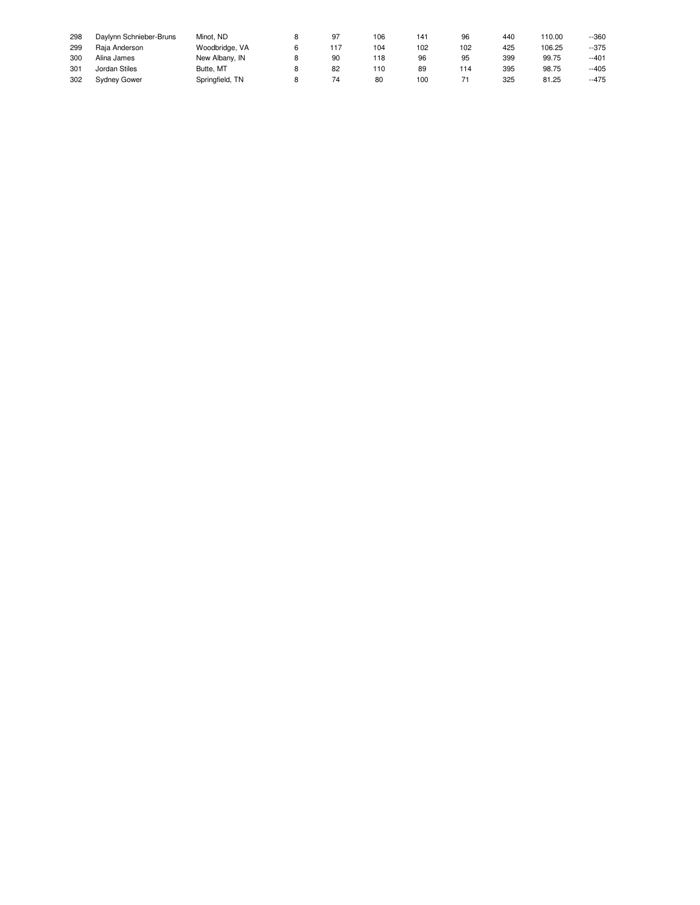| | | | | | | | | | | |
|---|---|---|---|---|---|---|---|---|---|---|
| 298 | Daylynn Schnieber-Bruns | Minot, ND | 8 | 97 | 106 | 141 | 96 | 440 | 110.00 | --360 |
| 299 | Raja Anderson | Woodbridge, VA | 6 | 117 | 104 | 102 | 102 | 425 | 106.25 | --375 |
| 300 | Alina James | New Albany, IN | 8 | 90 | 118 | 96 | 95 | 399 | 99.75 | --401 |
| 301 | Jordan Stiles | Butte, MT | 8 | 82 | 110 | 89 | 114 | 395 | 98.75 | --405 |
| 302 | Sydney Gower | Springfield, TN | 8 | 74 | 80 | 100 | 71 | 325 | 81.25 | --475 |